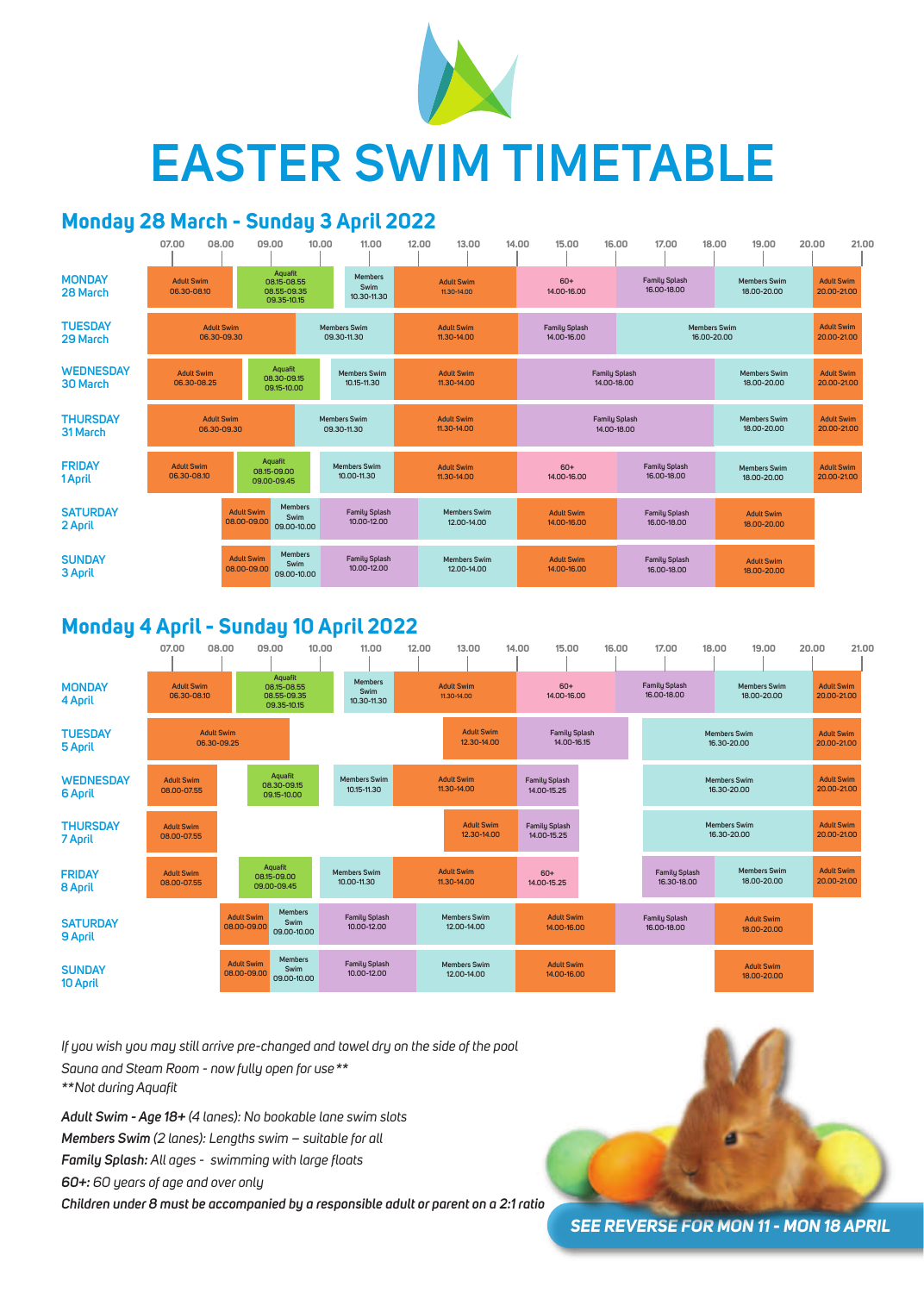# EASTER SWIM TIMETABLE

## Monday 28 March - Sunday 3 April 2022

| Day | Sessions |
|---|---|
| MONDAY 28 March | Adult Swim 06.30-08.10; Aquafit 08.15-08.55, 08.55-09.35, 09.35-10.15; Members Swim 10.30-11.30; Adult Swim 11.30-14.00; 60+ 14.00-16.00; Family Splash 16.00-18.00; Members Swim 18.00-20.00; Adult Swim 20.00-21.00 |
| TUESDAY 29 March | Adult Swim 06.30-09.30; Members Swim 09.30-11.30; Adult Swim 11.30-14.00; Family Splash 14.00-16.00; Members Swim 16.00-20.00; Adult Swim 20.00-21.00 |
| WEDNESDAY 30 March | Adult Swim 06.30-08.25; Aquafit 08.30-09.15, 09.15-10.00; Members Swim 10.15-11.30; Adult Swim 11.30-14.00; Family Splash 14.00-18.00; Members Swim 18.00-20.00; Adult Swim 20.00-21.00 |
| THURSDAY 31 March | Adult Swim 06.30-09.30; Members Swim 09.30-11.30; Adult Swim 11.30-14.00; Family Splash 14.00-18.00; Members Swim 18.00-20.00; Adult Swim 20.00-21.00 |
| FRIDAY 1 April | Adult Swim 06.30-08.10; Aquafit 08.15-09.00, 09.00-09.45; Members Swim 10.00-11.30; Adult Swim 11.30-14.00; 60+ 14.00-16.00; Family Splash 16.00-18.00; Members Swim 18.00-20.00; Adult Swim 20.00-21.00 |
| SATURDAY 2 April | Adult Swim 08.00-09.00; Members Swim 09.00-10.00; Family Splash 10.00-12.00; Members Swim 12.00-14.00; Adult Swim 14.00-16.00; Family Splash 16.00-18.00; Adult Swim 18.00-20.00 |
| SUNDAY 3 April | Adult Swim 08.00-09.00; Members Swim 09.00-10.00; Family Splash 10.00-12.00; Members Swim 12.00-14.00; Adult Swim 14.00-16.00; Family Splash 16.00-18.00; Adult Swim 18.00-20.00 |

## Monday 4 April - Sunday 10 April 2022

| Day | Sessions |
|---|---|
| MONDAY 4 April | Adult Swim 06.30-08.10; Aquafit 08.15-08.55, 08.55-09.35, 09.35-10.15; Members Swim 10.30-11.30; Adult Swim 11.30-14.00; 60+ 14.00-16.00; Family Splash 16.00-18.00; Members Swim 18.00-20.00; Adult Swim 20.00-21.00 |
| TUESDAY 5 April | Adult Swim 06.30-09.25; Adult Swim 12.30-14.00; Family Splash 14.00-16.15; Members Swim 16.30-20.00; Adult Swim 20.00-21.00 |
| WEDNESDAY 6 April | Adult Swim 08.00-07.55; Aquafit 08.30-09.15, 09.15-10.00; Members Swim 10.15-11.30; Adult Swim 11.30-14.00; Family Splash 14.00-15.25; Members Swim 16.30-20.00; Adult Swim 20.00-21.00 |
| THURSDAY 7 April | Adult Swim 08.00-07.55; Adult Swim 12.30-14.00; Family Splash 14.00-15.25; Members Swim 16.30-20.00; Adult Swim 20.00-21.00 |
| FRIDAY 8 April | Adult Swim 08.00-07.55; Aquafit 08.15-09.00, 09.00-09.45; Members Swim 10.00-11.30; Adult Swim 11.30-14.00; 60+ 14.00-15.25; Family Splash 16.30-18.00; Members Swim 18.00-20.00; Adult Swim 20.00-21.00 |
| SATURDAY 9 April | Adult Swim 08.00-09.00; Members Swim 09.00-10.00; Family Splash 10.00-12.00; Members Swim 12.00-14.00; Adult Swim 14.00-16.00; Family Splash 16.00-18.00; Adult Swim 18.00-20.00 |
| SUNDAY 10 April | Adult Swim 08.00-09.00; Members Swim 09.00-10.00; Family Splash 10.00-12.00; Members Swim 12.00-14.00; Adult Swim 14.00-16.00; Adult Swim 18.00-20.00 |

*If you wish you may still arrive pre-changed and towel dry on the side of the pool*
*Sauna and Steam Room - now fully open for use***
***Not during Aquafit*

***Adult Swim - Age 18+** (4 lanes): No bookable lane swim slots*
***Members Swim** (2 lanes): Lengths swim – suitable for all*
***Family Splash:** All ages - swimming with large floats*
***60+:** 60 years of age and over only*
***Children under 8 must be accompanied by a responsible adult or parent on a 2:1 ratio***

**SEE REVERSE FOR MON 11 - MON 18 APRIL**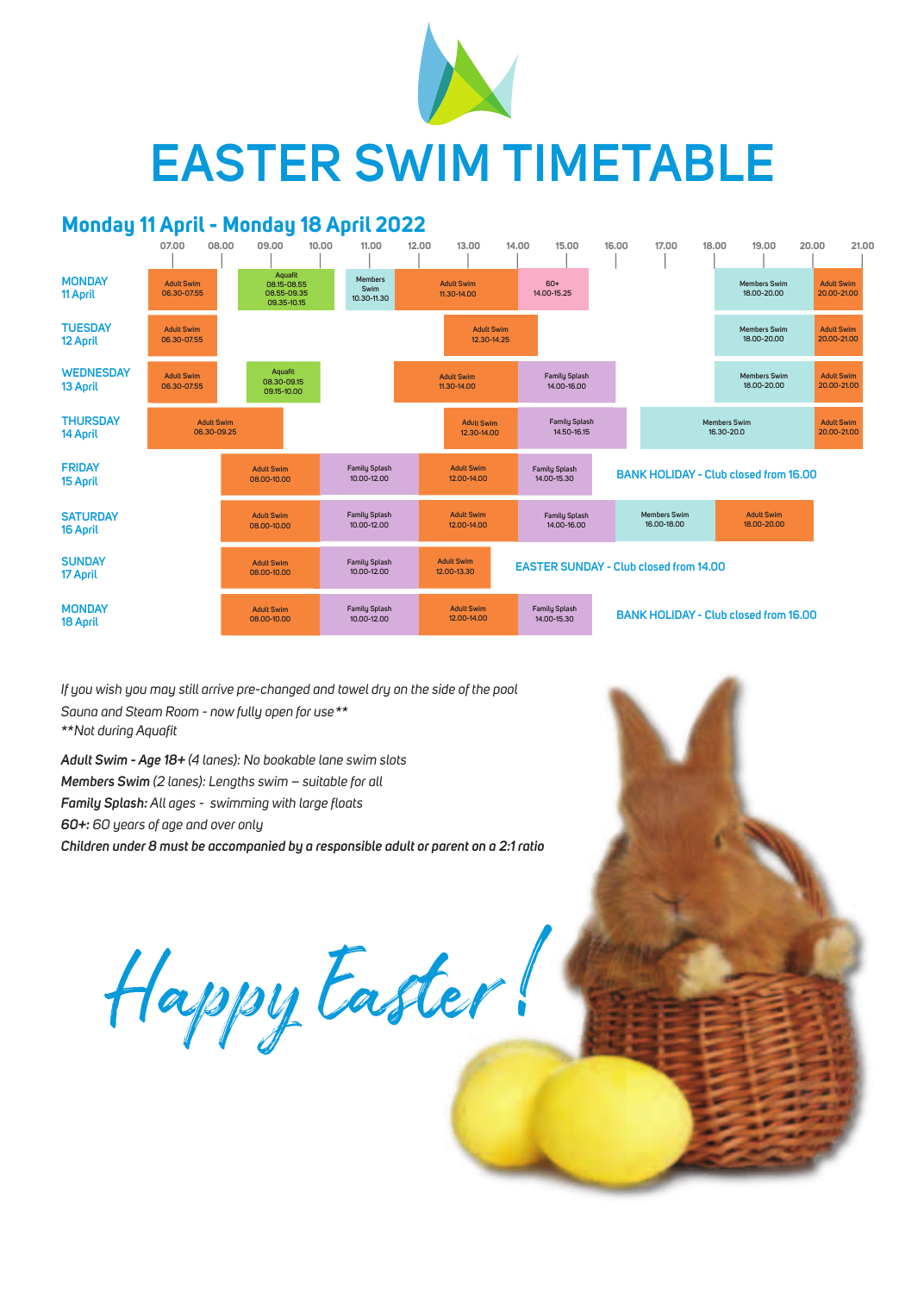# EASTER SWIM TIMETABLE

## Monday 11 April - Monday 18 April 2022

| Day | Sessions |
| --- | --- |
| MONDAY 11 April | Adult Swim 06.30-07.55; Aquafit 08.15-08.55, 08.55-09.35, 09.35-10.15; Members Swim 10.30-11.30; Adult Swim 11.30-14.00; 60+ 14.00-15.25; Members Swim 18.00-20.00; Adult Swim 20.00-21.00 |
| TUESDAY 12 April | Adult Swim 06.30-07.55; Adult Swim 12.30-14.25; Members Swim 18.00-20.00; Adult Swim 20.00-21.00 |
| WEDNESDAY 13 April | Adult Swim 06.30-07.55; Aquafit 08.30-09.15, 09.15-10.00; Adult Swim 11.30-14.00; Family Splash 14.00-16.00; Members Swim 18.00-20.00; Adult Swim 20.00-21.00 |
| THURSDAY 14 April | Adult Swim 06.30-09.25; Adult Swim 12.30-14.00; Family Splash 14.50-16.15; Members Swim 16.30-20.0; Adult Swim 20.00-21.00 |
| FRIDAY 15 April | Adult Swim 08.00-10.00; Family Splash 10.00-12.00; Adult Swim 12.00-14.00; Family Splash 14.00-15.30; BANK HOLIDAY - Club closed from 16.00 |
| SATURDAY 16 April | Adult Swim 08.00-10.00; Family Splash 10.00-12.00; Adult Swim 12.00-14.00; Family Splash 14.00-16.00; Members Swim 16.00-18.00; Adult Swim 18.00-20.00 |
| SUNDAY 17 April | Adult Swim 08.00-10.00; Family Splash 10.00-12.00; Adult Swim 12.00-13.30; EASTER SUNDAY - Club closed from 14.00 |
| MONDAY 18 April | Adult Swim 08.00-10.00; Family Splash 10.00-12.00; Adult Swim 12.00-14.00; Family Splash 14.00-15.30; BANK HOLIDAY - Club closed from 16.00 |

*If you wish you may still arrive pre-changed and towel dry on the side of the pool*
*Sauna and Steam Room - now fully open for use\*\**
*\*\*Not during Aquafit*

***Adult Swim - Age 18+*** *(4 lanes): No bookable lane swim slots*
***Members Swim*** *(2 lanes): Lengths swim – suitable for all*
***Family Splash:*** *All ages - swimming with large floats*
***60+:*** *60 years of age and over only*
***Children under 8 must be accompanied by a responsible adult or parent on a 2:1 ratio***

Happy Easter!